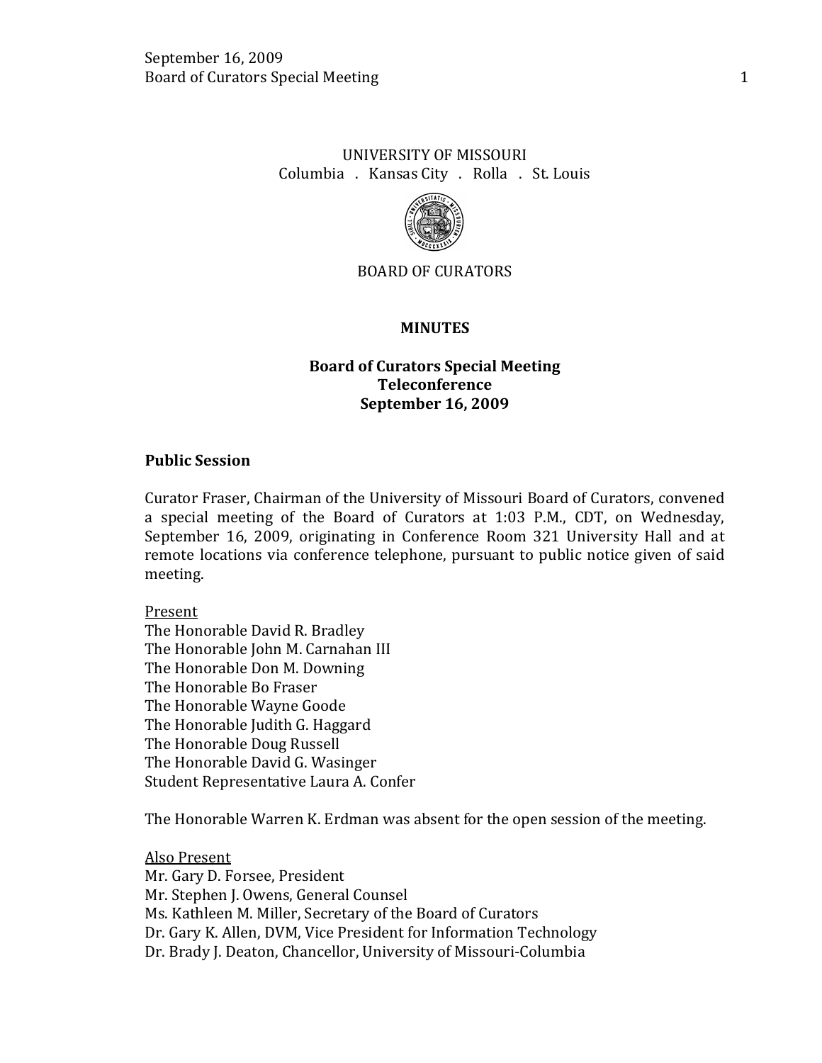UNIVERSITY OF MISSOURI
Columbia . Kansas City . Rolla . St. Louis

BOARD OF CURATORS

# MINUTES

## Board of Curators Special Meeting
## Teleconference
## September 16, 2009

### Public Session

Curator Fraser, Chairman of the University of Missouri Board of Curators, convened a special meeting of the Board of Curators at 1:03 P.M., CDT, on Wednesday, September 16, 2009, originating in Conference Room 321 University Hall and at remote locations via conference telephone, pursuant to public notice given of said meeting.

Present
The Honorable David R. Bradley
The Honorable John M. Carnahan III
The Honorable Don M. Downing
The Honorable Bo Fraser
The Honorable Wayne Goode
The Honorable Judith G. Haggard
The Honorable Doug Russell
The Honorable David G. Wasinger
Student Representative Laura A. Confer

The Honorable Warren K. Erdman was absent for the open session of the meeting.

Also Present
Mr. Gary D. Forsee, President
Mr. Stephen J. Owens, General Counsel
Ms. Kathleen M. Miller, Secretary of the Board of Curators
Dr. Gary K. Allen, DVM, Vice President for Information Technology
Dr. Brady J. Deaton, Chancellor, University of Missouri-Columbia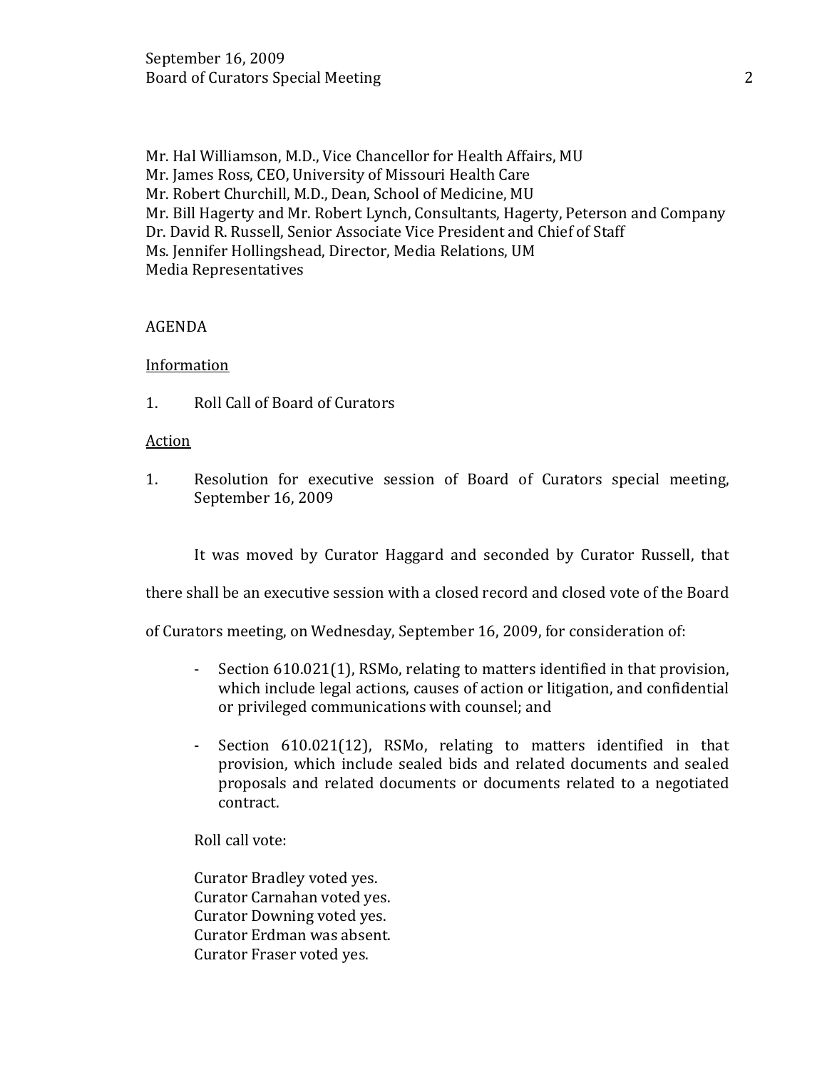Mr. Hal Williamson, M.D., Vice Chancellor for Health Affairs, MU
Mr. James Ross, CEO, University of Missouri Health Care
Mr. Robert Churchill, M.D., Dean, School of Medicine, MU
Mr. Bill Hagerty and Mr. Robert Lynch, Consultants, Hagerty, Peterson and Company
Dr. David R. Russell, Senior Associate Vice President and Chief of Staff
Ms. Jennifer Hollingshead, Director, Media Relations, UM
Media Representatives

AGENDA

Information

1. Roll Call of Board of Curators

Action

1. Resolution for executive session of Board of Curators special meeting, September 16, 2009

It was moved by Curator Haggard and seconded by Curator Russell, that there shall be an executive session with a closed record and closed vote of the Board of Curators meeting, on Wednesday, September 16, 2009, for consideration of:

- Section 610.021(1), RSMo, relating to matters identified in that provision, which include legal actions, causes of action or litigation, and confidential or privileged communications with counsel; and

- Section 610.021(12), RSMo, relating to matters identified in that provision, which include sealed bids and related documents and sealed proposals and related documents or documents related to a negotiated contract.

Roll call vote:

Curator Bradley voted yes.
Curator Carnahan voted yes.
Curator Downing voted yes.
Curator Erdman was absent.
Curator Fraser voted yes.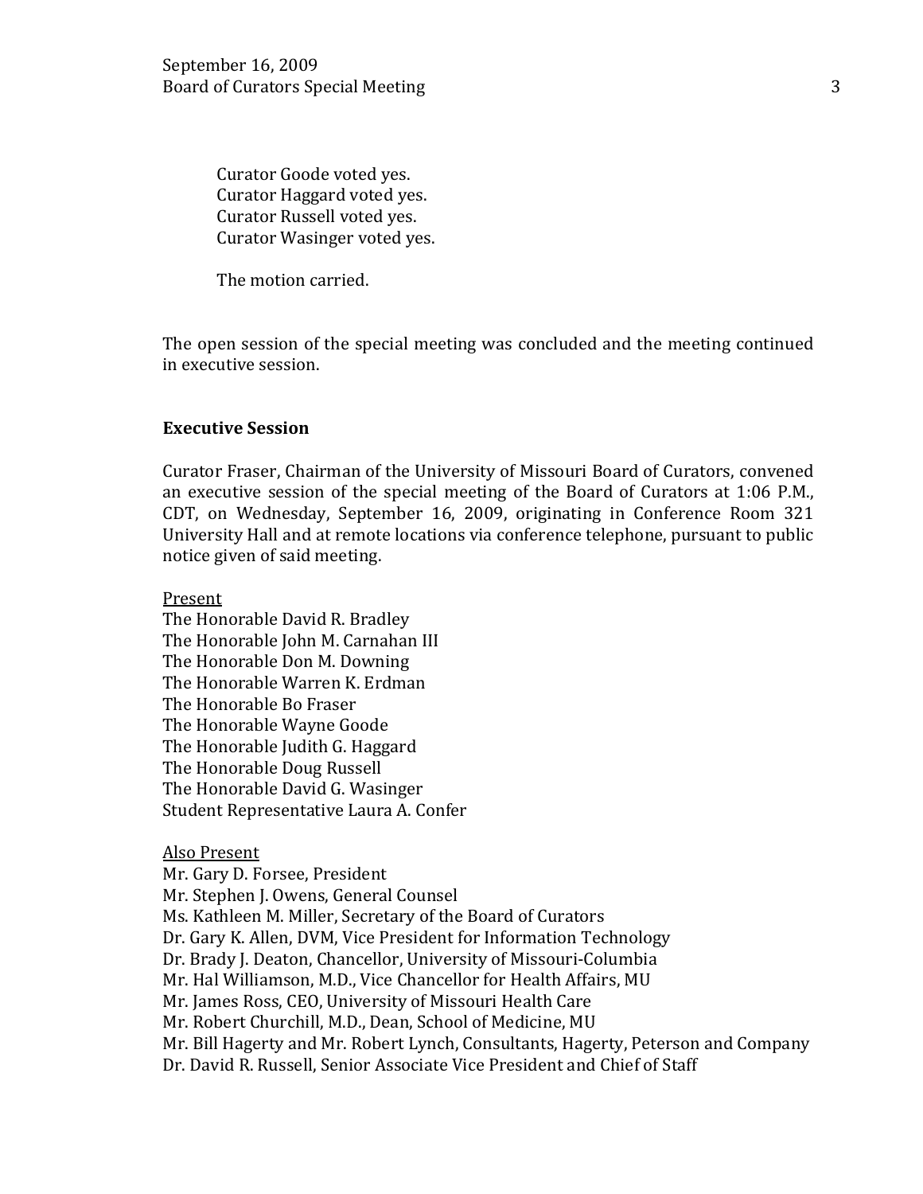Curator Goode voted yes.
Curator Haggard voted yes.
Curator Russell voted yes.
Curator Wasinger voted yes.

The motion carried.

The open session of the special meeting was concluded and the meeting continued in executive session.

**Executive Session**

Curator Fraser, Chairman of the University of Missouri Board of Curators, convened an executive session of the special meeting of the Board of Curators at 1:06 P.M., CDT, on Wednesday, September 16, 2009, originating in Conference Room 321 University Hall and at remote locations via conference telephone, pursuant to public notice given of said meeting.

Present
The Honorable David R. Bradley
The Honorable John M. Carnahan III
The Honorable Don M. Downing
The Honorable Warren K. Erdman
The Honorable Bo Fraser
The Honorable Wayne Goode
The Honorable Judith G. Haggard
The Honorable Doug Russell
The Honorable David G. Wasinger
Student Representative Laura A. Confer

Also Present
Mr. Gary D. Forsee, President
Mr. Stephen J. Owens, General Counsel
Ms. Kathleen M. Miller, Secretary of the Board of Curators
Dr. Gary K. Allen, DVM, Vice President for Information Technology
Dr. Brady J. Deaton, Chancellor, University of Missouri-Columbia
Mr. Hal Williamson, M.D., Vice Chancellor for Health Affairs, MU
Mr. James Ross, CEO, University of Missouri Health Care
Mr. Robert Churchill, M.D., Dean, School of Medicine, MU
Mr. Bill Hagerty and Mr. Robert Lynch, Consultants, Hagerty, Peterson and Company
Dr. David R. Russell, Senior Associate Vice President and Chief of Staff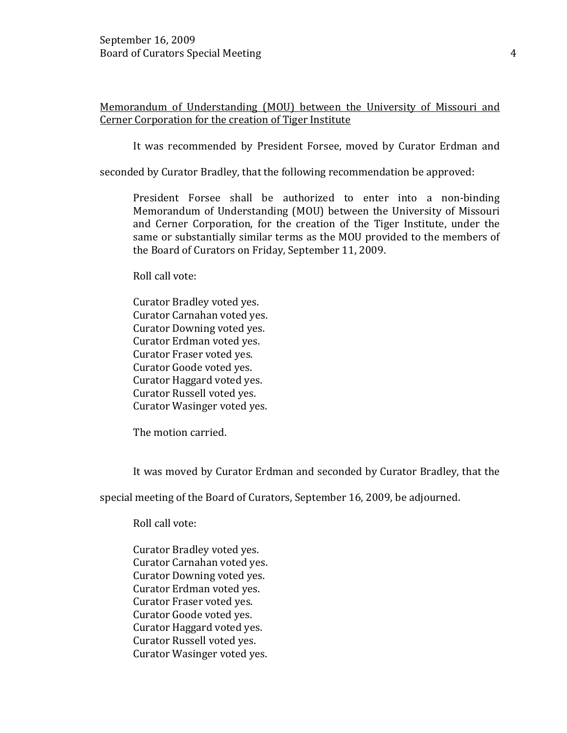<u>Memorandum of Understanding (MOU) between the University of Missouri and Cerner Corporation for the creation of Tiger Institute</u>

It was recommended by President Forsee, moved by Curator Erdman and seconded by Curator Bradley, that the following recommendation be approved:

> President Forsee shall be authorized to enter into a non-binding Memorandum of Understanding (MOU) between the University of Missouri and Cerner Corporation, for the creation of the Tiger Institute, under the same or substantially similar terms as the MOU provided to the members of the Board of Curators on Friday, September 11, 2009.

Roll call vote:

Curator Bradley voted yes.
Curator Carnahan voted yes.
Curator Downing voted yes.
Curator Erdman voted yes.
Curator Fraser voted yes.
Curator Goode voted yes.
Curator Haggard voted yes.
Curator Russell voted yes.
Curator Wasinger voted yes.

The motion carried.

It was moved by Curator Erdman and seconded by Curator Bradley, that the special meeting of the Board of Curators, September 16, 2009, be adjourned.

Roll call vote:

Curator Bradley voted yes.
Curator Carnahan voted yes.
Curator Downing voted yes.
Curator Erdman voted yes.
Curator Fraser voted yes.
Curator Goode voted yes.
Curator Haggard voted yes.
Curator Russell voted yes.
Curator Wasinger voted yes.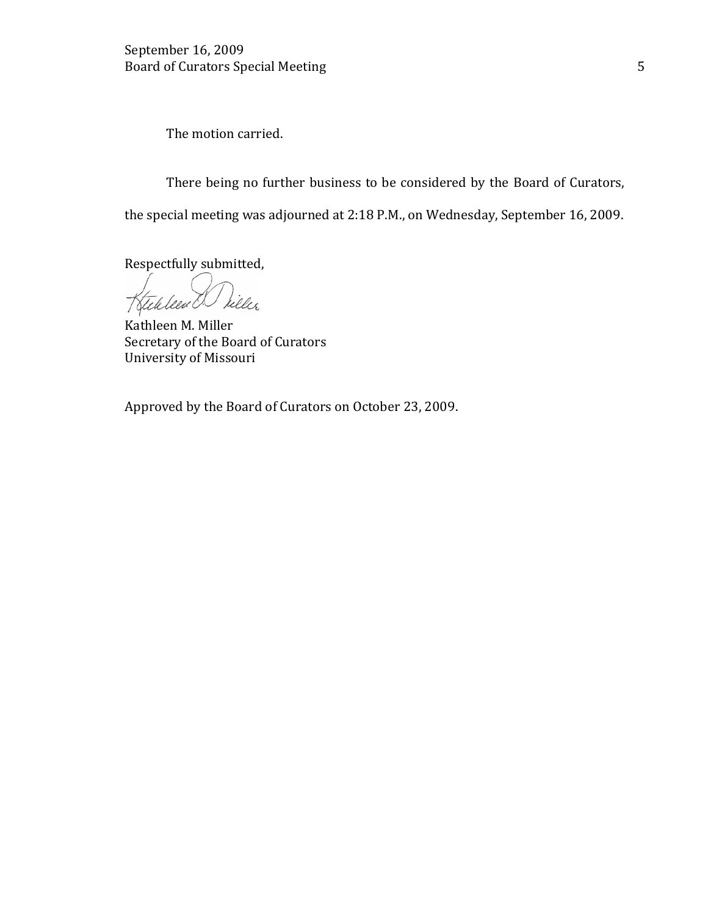The motion carried.

There being no further business to be considered by the Board of Curators, the special meeting was adjourned at 2:18 P.M., on Wednesday, September 16, 2009.

Respectfully submitted,

Kathleen M. Miller
Secretary of the Board of Curators
University of Missouri

Approved by the Board of Curators on October 23, 2009.